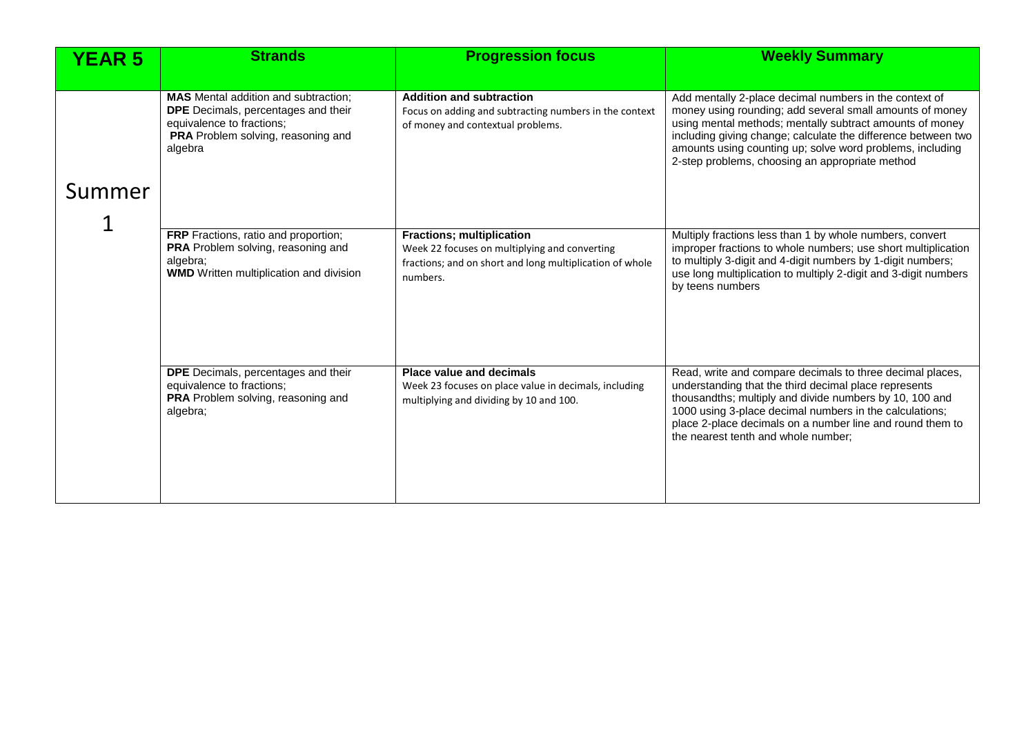| YEAR 5 | Strands | Progression focus | Weekly Summary |
|---|---|---|---|
| Summer 1 | **MAS** Mental addition and subtraction; **DPE** Decimals, percentages and their equivalence to fractions; **PRA** Problem solving, reasoning and algebra | **Addition and subtraction** Focus on adding and subtracting numbers in the context of money and contextual problems. | Add mentally 2-place decimal numbers in the context of money using rounding; add several small amounts of money using mental methods; mentally subtract amounts of money including giving change; calculate the difference between two amounts using counting up; solve word problems, including 2-step problems, choosing an appropriate method |
| | **FRP** Fractions, ratio and proportion; **PRA** Problem solving, reasoning and algebra; **WMD** Written multiplication and division | **Fractions; multiplication** Week 22 focuses on multiplying and converting fractions; and on short and long multiplication of whole numbers. | Multiply fractions less than 1 by whole numbers, convert improper fractions to whole numbers; use short multiplication to multiply 3-digit and 4-digit numbers by 1-digit numbers; use long multiplication to multiply 2-digit and 3-digit numbers by teens numbers |
| | **DPE** Decimals, percentages and their equivalence to fractions; **PRA** Problem solving, reasoning and algebra; | **Place value and decimals** Week 23 focuses on place value in decimals, including multiplying and dividing by 10 and 100. | Read, write and compare decimals to three decimal places, understanding that the third decimal place represents thousandths; multiply and divide numbers by 10, 100 and 1000 using 3-place decimal numbers in the calculations; place 2-place decimals on a number line and round them to the nearest tenth and whole number; |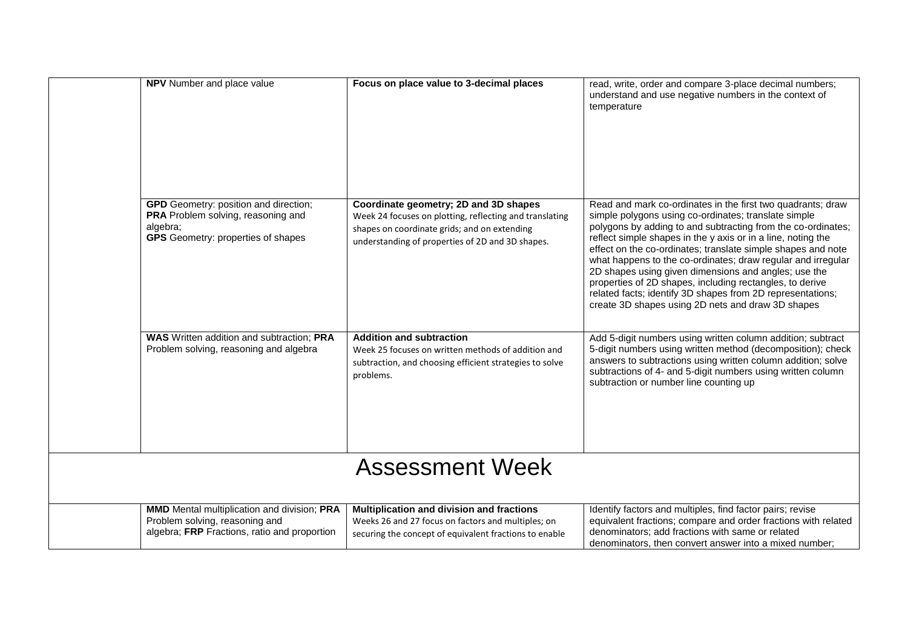| | | | |
|---|---|---|---|
| | **NPV** Number and place value | **Focus on place value to 3-decimal places** | read, write, order and compare 3-place decimal numbers; understand and use negative numbers in the context of temperature |
| | **GPD** Geometry: position and direction; **PRA** Problem solving, reasoning and algebra; **GPS** Geometry: properties of shapes | **Coordinate geometry; 2D and 3D shapes** Week 24 focuses on plotting, reflecting and translating shapes on coordinate grids; and on extending understanding of properties of 2D and 3D shapes. | Read and mark co-ordinates in the first two quadrants; draw simple polygons using co-ordinates; translate simple polygons by adding to and subtracting from the co-ordinates; reflect simple shapes in the y axis or in a line, noting the effect on the co-ordinates; translate simple shapes and note what happens to the co-ordinates; draw regular and irregular 2D shapes using given dimensions and angles; use the properties of 2D shapes, including rectangles, to derive related facts; identify 3D shapes from 2D representations; create 3D shapes using 2D nets and draw 3D shapes |
| | **WAS** Written addition and subtraction; **PRA** Problem solving, reasoning and algebra | **Addition and subtraction** Week 25 focuses on written methods of addition and subtraction, and choosing efficient strategies to solve problems. | Add 5-digit numbers using written column addition; subtract 5-digit numbers using written method (decomposition); check answers to subtractions using written column addition; solve subtractions of 4- and 5-digit numbers using written column subtraction or number line counting up |
| **Assessment Week** | | | |
| | **MMD** Mental multiplication and division; **PRA** Problem solving, reasoning and algebra; **FRP** Fractions, ratio and proportion | **Multiplication and division and fractions** Weeks 26 and 27 focus on factors and multiples; on securing the concept of equivalent fractions to enable | Identify factors and multiples, find factor pairs; revise equivalent fractions; compare and order fractions with related denominators; add fractions with same or related denominators, then convert answer into a mixed number; |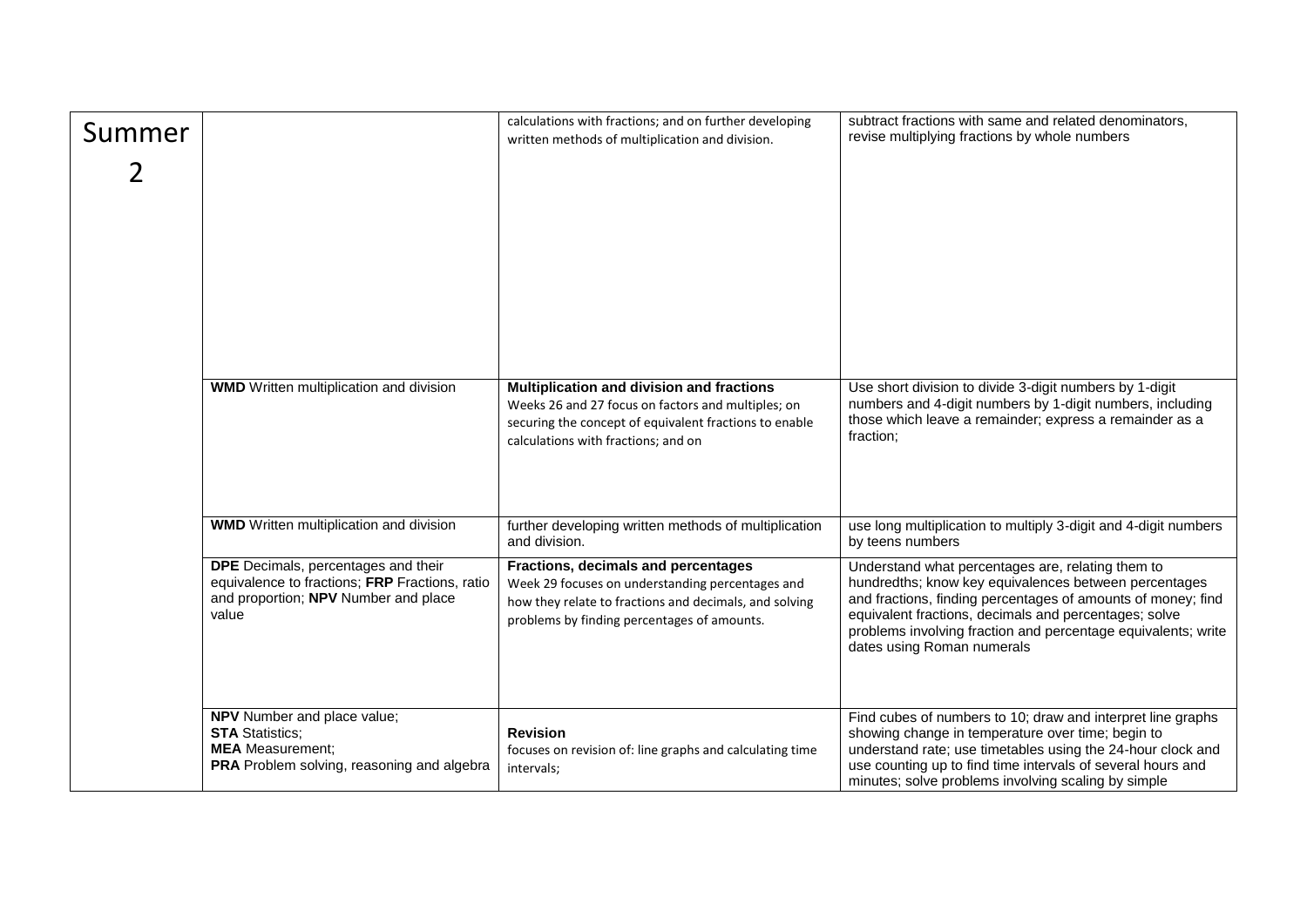| | | | |
|---|---|---|---|
| Summer 2 | | calculations with fractions; and on further developing written methods of multiplication and division. | subtract fractions with same and related denominators, revise multiplying fractions by whole numbers |
| | **WMD** Written multiplication and division | **Multiplication and division and fractions** Weeks 26 and 27 focus on factors and multiples; on securing the concept of equivalent fractions to enable calculations with fractions; and on | Use short division to divide 3-digit numbers by 1-digit numbers and 4-digit numbers by 1-digit numbers, including those which leave a remainder; express a remainder as a fraction; |
| | **WMD** Written multiplication and division | further developing written methods of multiplication and division. | use long multiplication to multiply 3-digit and 4-digit numbers by teens numbers |
| | **DPE** Decimals, percentages and their equivalence to fractions; **FRP** Fractions, ratio and proportion; **NPV** Number and place value | **Fractions, decimals and percentages** Week 29 focuses on understanding percentages and how they relate to fractions and decimals, and solving problems by finding percentages of amounts. | Understand what percentages are, relating them to hundredths; know key equivalences between percentages and fractions, finding percentages of amounts of money; find equivalent fractions, decimals and percentages; solve problems involving fraction and percentage equivalents; write dates using Roman numerals |
| | **NPV** Number and place value; **STA** Statistics; **MEA** Measurement; **PRA** Problem solving, reasoning and algebra | **Revision** focuses on revision of: line graphs and calculating time intervals; | Find cubes of numbers to 10; draw and interpret line graphs showing change in temperature over time; begin to understand rate; use timetables using the 24-hour clock and use counting up to find time intervals of several hours and minutes; solve problems involving scaling by simple |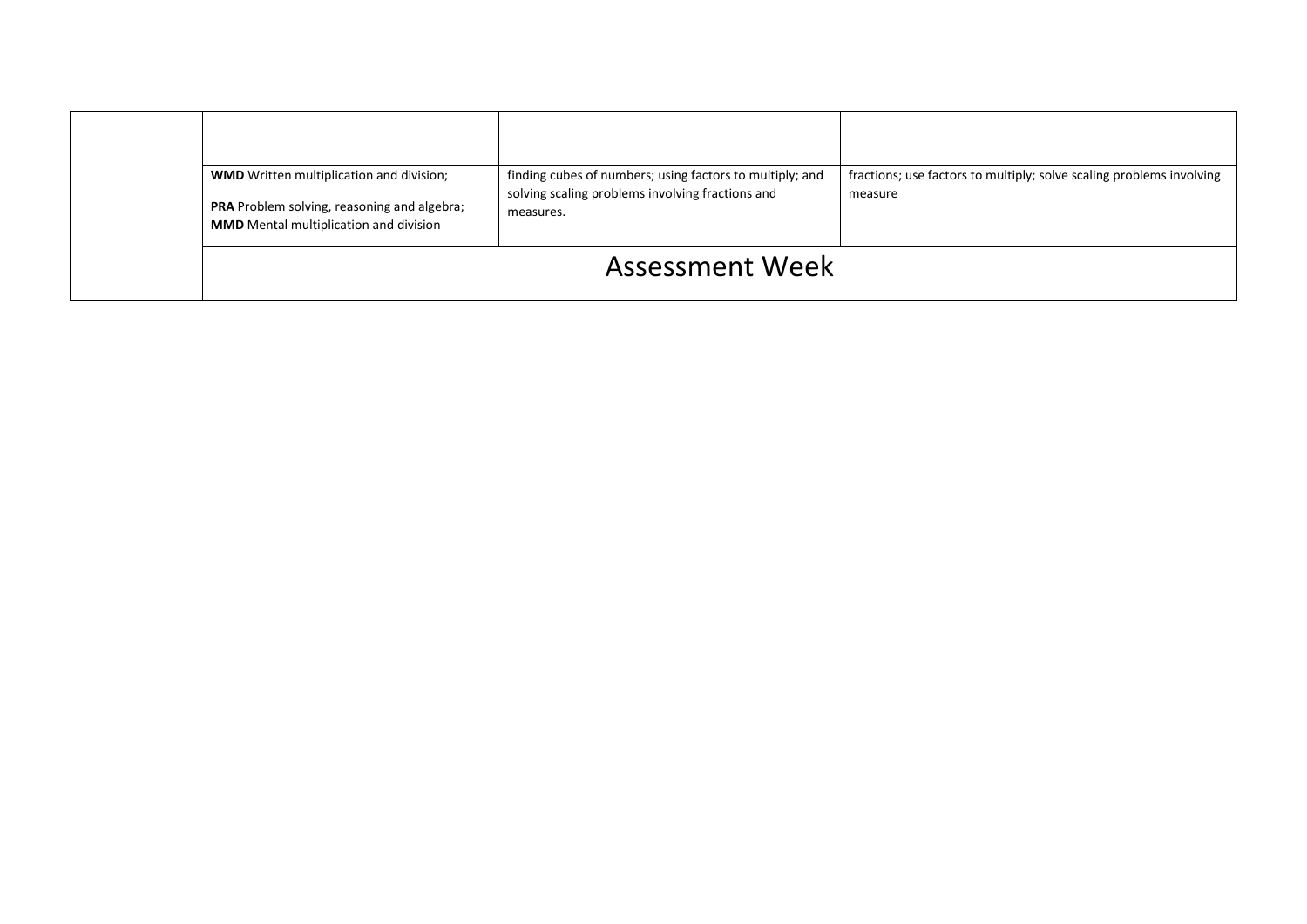| | | | |
|---|---|---|---|
| | | | |
| | **WMD** Written multiplication and division;<br><br>**PRA** Problem solving, reasoning and algebra;<br>**MMD** Mental multiplication and division | finding cubes of numbers; using factors to multiply; and solving scaling problems involving fractions and measures. | fractions; use factors to multiply; solve scaling problems involving measure |
| | Assessment Week | | |